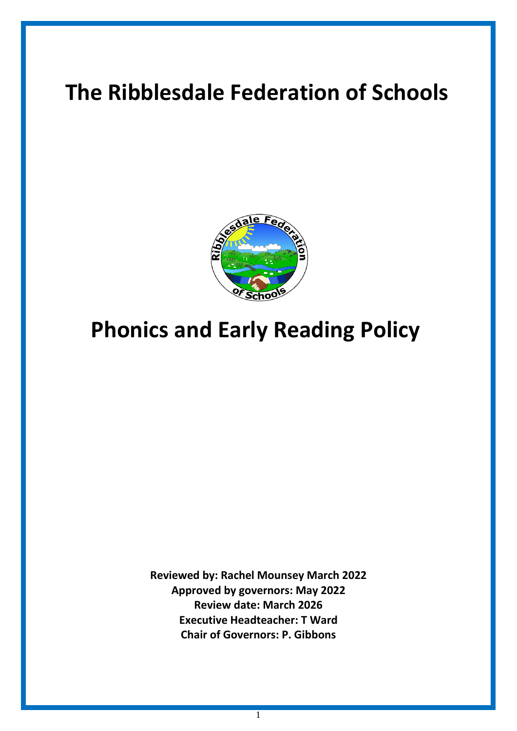# The Ribblesdale Federation of Schools

# Phonics and Early Reading Policy

**Reviewed by: Rachel Mounsey March 2022**
**Approved by governors: May 2022**
**Review date: March 2026**
**Executive Headteacher: T Ward**
**Chair of Governors: P. Gibbons**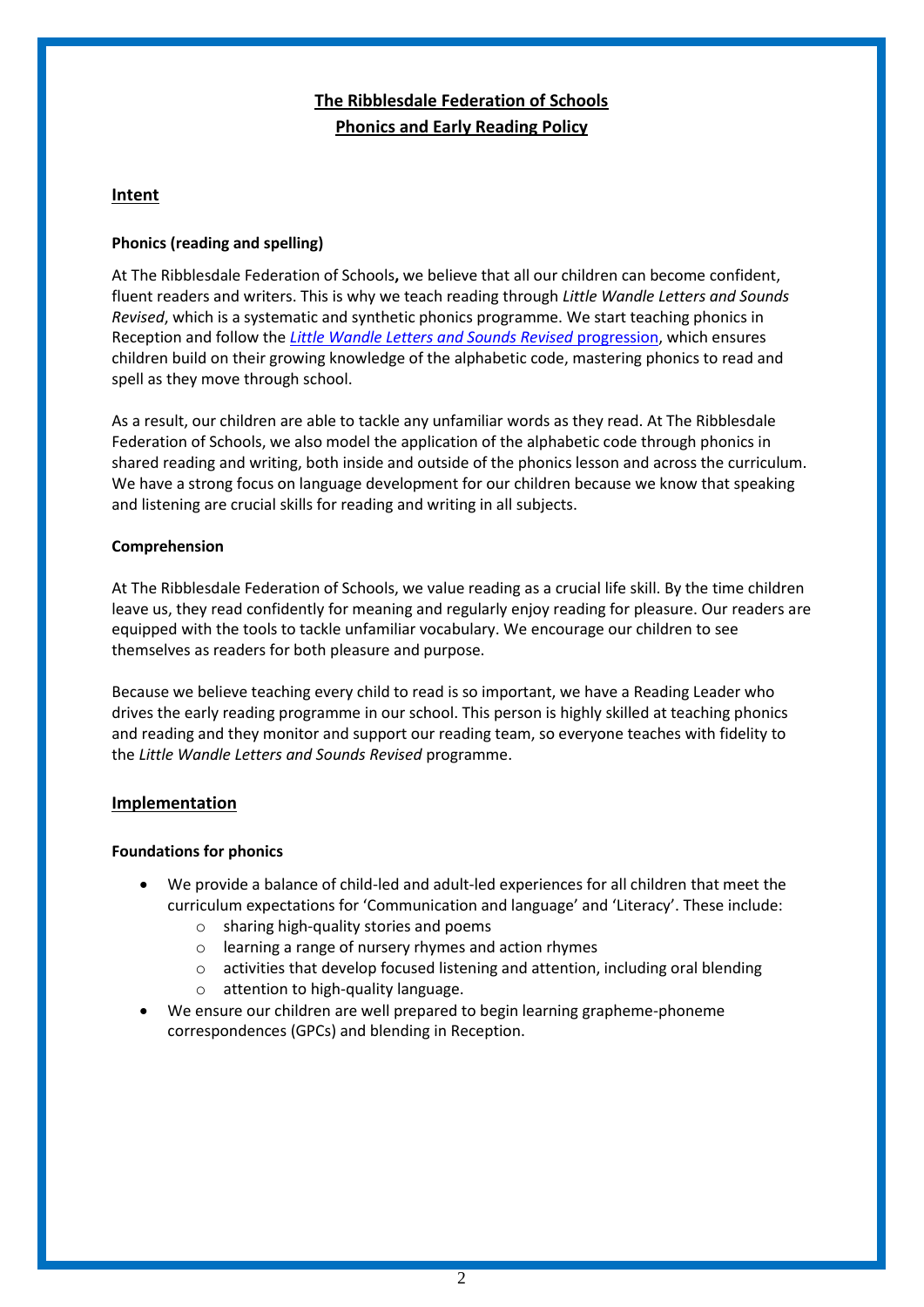# The Ribblesdale Federation of Schools
## Phonics and Early Reading Policy

## Intent

### Phonics (reading and spelling)

At The Ribblesdale Federation of Schools**,** we believe that all our children can become confident, fluent readers and writers. This is why we teach reading through *Little Wandle Letters and Sounds Revised*, which is a systematic and synthetic phonics programme. We start teaching phonics in Reception and follow the *Little Wandle Letters and Sounds Revised* progression, which ensures children build on their growing knowledge of the alphabetic code, mastering phonics to read and spell as they move through school.

As a result, our children are able to tackle any unfamiliar words as they read. At The Ribblesdale Federation of Schools, we also model the application of the alphabetic code through phonics in shared reading and writing, both inside and outside of the phonics lesson and across the curriculum. We have a strong focus on language development for our children because we know that speaking and listening are crucial skills for reading and writing in all subjects.

### Comprehension

At The Ribblesdale Federation of Schools, we value reading as a crucial life skill. By the time children leave us, they read confidently for meaning and regularly enjoy reading for pleasure. Our readers are equipped with the tools to tackle unfamiliar vocabulary. We encourage our children to see themselves as readers for both pleasure and purpose.

Because we believe teaching every child to read is so important, we have a Reading Leader who drives the early reading programme in our school. This person is highly skilled at teaching phonics and reading and they monitor and support our reading team, so everyone teaches with fidelity to the *Little Wandle Letters and Sounds Revised* programme.

## Implementation

### Foundations for phonics

- We provide a balance of child-led and adult-led experiences for all children that meet the curriculum expectations for 'Communication and language' and 'Literacy'. These include:
  - sharing high-quality stories and poems
  - learning a range of nursery rhymes and action rhymes
  - activities that develop focused listening and attention, including oral blending
  - attention to high-quality language.
- We ensure our children are well prepared to begin learning grapheme-phoneme correspondences (GPCs) and blending in Reception.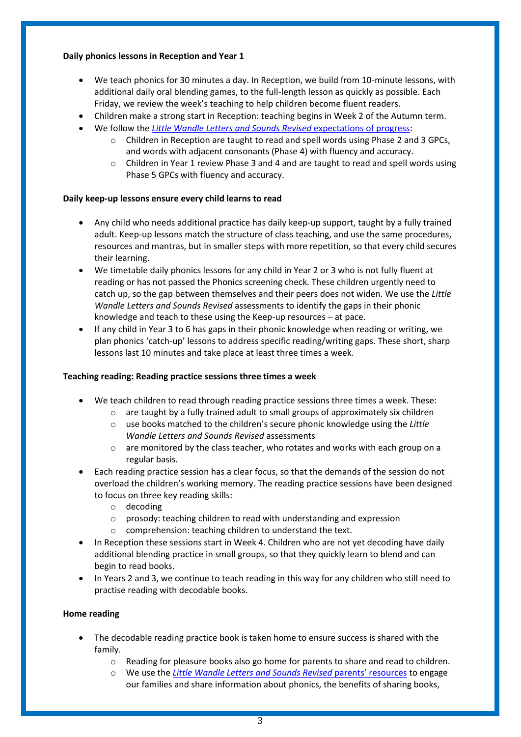**Daily phonics lessons in Reception and Year 1**

- We teach phonics for 30 minutes a day. In Reception, we build from 10-minute lessons, with additional daily oral blending games, to the full-length lesson as quickly as possible. Each Friday, we review the week's teaching to help children become fluent readers.
- Children make a strong start in Reception: teaching begins in Week 2 of the Autumn term.
- We follow the *Little Wandle Letters and Sounds Revised* expectations of progress:
    - Children in Reception are taught to read and spell words using Phase 2 and 3 GPCs, and words with adjacent consonants (Phase 4) with fluency and accuracy.
    - Children in Year 1 review Phase 3 and 4 and are taught to read and spell words using Phase 5 GPCs with fluency and accuracy.

**Daily keep-up lessons ensure every child learns to read**

- Any child who needs additional practice has daily keep-up support, taught by a fully trained adult. Keep-up lessons match the structure of class teaching, and use the same procedures, resources and mantras, but in smaller steps with more repetition, so that every child secures their learning.
- We timetable daily phonics lessons for any child in Year 2 or 3 who is not fully fluent at reading or has not passed the Phonics screening check. These children urgently need to catch up, so the gap between themselves and their peers does not widen. We use the *Little Wandle Letters and Sounds Revised* assessments to identify the gaps in their phonic knowledge and teach to these using the Keep-up resources – at pace.
- If any child in Year 3 to 6 has gaps in their phonic knowledge when reading or writing, we plan phonics 'catch-up' lessons to address specific reading/writing gaps. These short, sharp lessons last 10 minutes and take place at least three times a week.

**Teaching reading: Reading practice sessions three times a week**

- We teach children to read through reading practice sessions three times a week. These:
    - are taught by a fully trained adult to small groups of approximately six children
    - use books matched to the children's secure phonic knowledge using the *Little Wandle Letters and Sounds Revised* assessments
    - are monitored by the class teacher, who rotates and works with each group on a regular basis.
- Each reading practice session has a clear focus, so that the demands of the session do not overload the children's working memory. The reading practice sessions have been designed to focus on three key reading skills:
    - decoding
    - prosody: teaching children to read with understanding and expression
    - comprehension: teaching children to understand the text.
- In Reception these sessions start in Week 4. Children who are not yet decoding have daily additional blending practice in small groups, so that they quickly learn to blend and can begin to read books.
- In Years 2 and 3, we continue to teach reading in this way for any children who still need to practise reading with decodable books.

**Home reading**

- The decodable reading practice book is taken home to ensure success is shared with the family.
    - Reading for pleasure books also go home for parents to share and read to children.
    - We use the *Little Wandle Letters and Sounds Revised* parents' resources to engage our families and share information about phonics, the benefits of sharing books,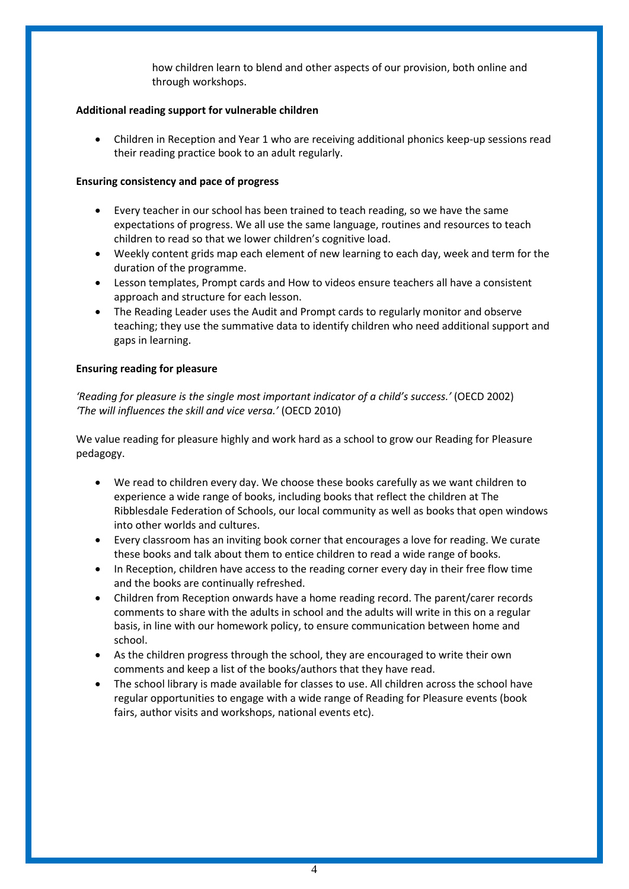how children learn to blend and other aspects of our provision, both online and through workshops.

**Additional reading support for vulnerable children**

- Children in Reception and Year 1 who are receiving additional phonics keep-up sessions read their reading practice book to an adult regularly.

**Ensuring consistency and pace of progress**

- Every teacher in our school has been trained to teach reading, so we have the same expectations of progress. We all use the same language, routines and resources to teach children to read so that we lower children's cognitive load.
- Weekly content grids map each element of new learning to each day, week and term for the duration of the programme.
- Lesson templates, Prompt cards and How to videos ensure teachers all have a consistent approach and structure for each lesson.
- The Reading Leader uses the Audit and Prompt cards to regularly monitor and observe teaching; they use the summative data to identify children who need additional support and gaps in learning.

**Ensuring reading for pleasure**

*'Reading for pleasure is the single most important indicator of a child's success.'* (OECD 2002)
*'The will influences the skill and vice versa.'* (OECD 2010)

We value reading for pleasure highly and work hard as a school to grow our Reading for Pleasure pedagogy.

- We read to children every day. We choose these books carefully as we want children to experience a wide range of books, including books that reflect the children at The Ribblesdale Federation of Schools, our local community as well as books that open windows into other worlds and cultures.
- Every classroom has an inviting book corner that encourages a love for reading. We curate these books and talk about them to entice children to read a wide range of books.
- In Reception, children have access to the reading corner every day in their free flow time and the books are continually refreshed.
- Children from Reception onwards have a home reading record. The parent/carer records comments to share with the adults in school and the adults will write in this on a regular basis, in line with our homework policy, to ensure communication between home and school.
- As the children progress through the school, they are encouraged to write their own comments and keep a list of the books/authors that they have read.
- The school library is made available for classes to use. All children across the school have regular opportunities to engage with a wide range of Reading for Pleasure events (book fairs, author visits and workshops, national events etc).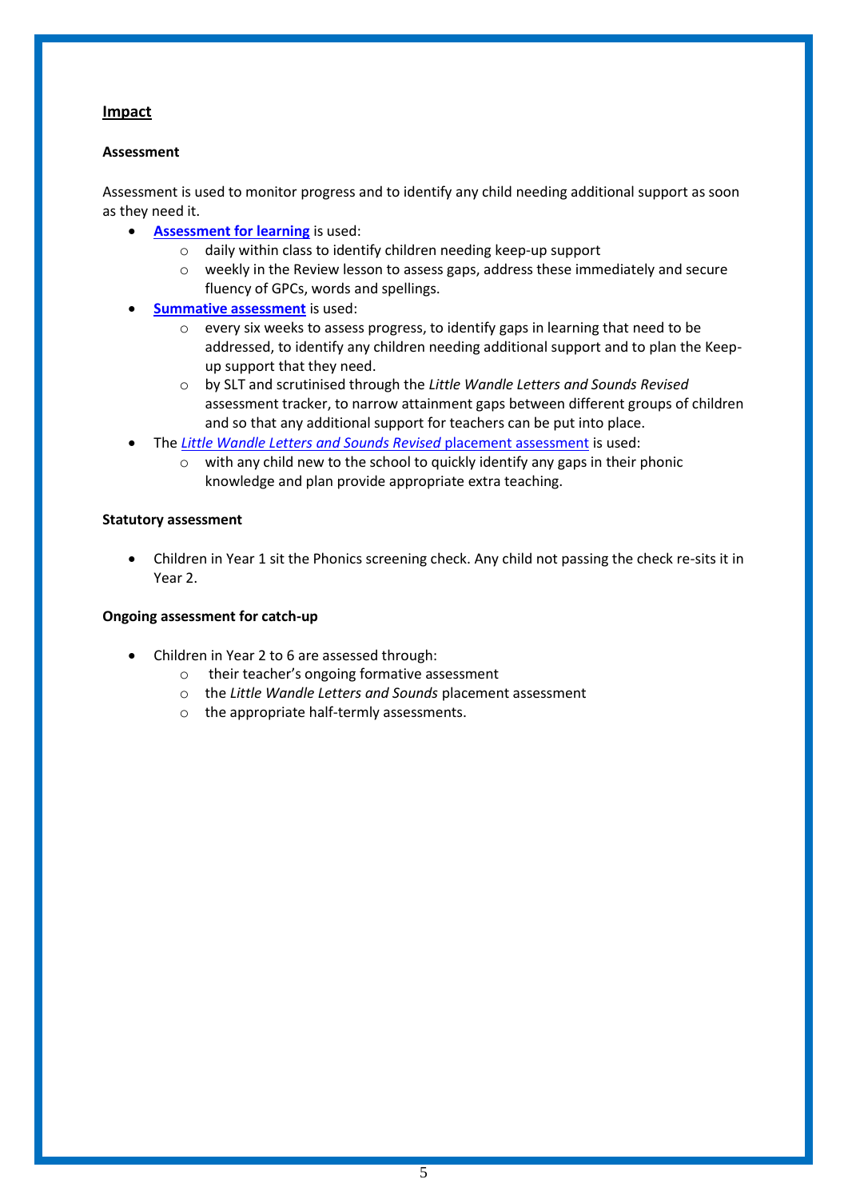## Impact

**Assessment**

Assessment is used to monitor progress and to identify any child needing additional support as soon as they need it.

- **Assessment for learning** is used:
  - daily within class to identify children needing keep-up support
  - weekly in the Review lesson to assess gaps, address these immediately and secure fluency of GPCs, words and spellings.
- **Summative assessment** is used:
  - every six weeks to assess progress, to identify gaps in learning that need to be addressed, to identify any children needing additional support and to plan the Keep-up support that they need.
  - by SLT and scrutinised through the *Little Wandle Letters and Sounds Revised* assessment tracker, to narrow attainment gaps between different groups of children and so that any additional support for teachers can be put into place.
- The *Little Wandle Letters and Sounds Revised* placement assessment is used:
  - with any child new to the school to quickly identify any gaps in their phonic knowledge and plan provide appropriate extra teaching.

**Statutory assessment**

- Children in Year 1 sit the Phonics screening check. Any child not passing the check re-sits it in Year 2.

**Ongoing assessment for catch-up**

- Children in Year 2 to 6 are assessed through:
  - their teacher's ongoing formative assessment
  - the *Little Wandle Letters and Sounds* placement assessment
  - the appropriate half-termly assessments.